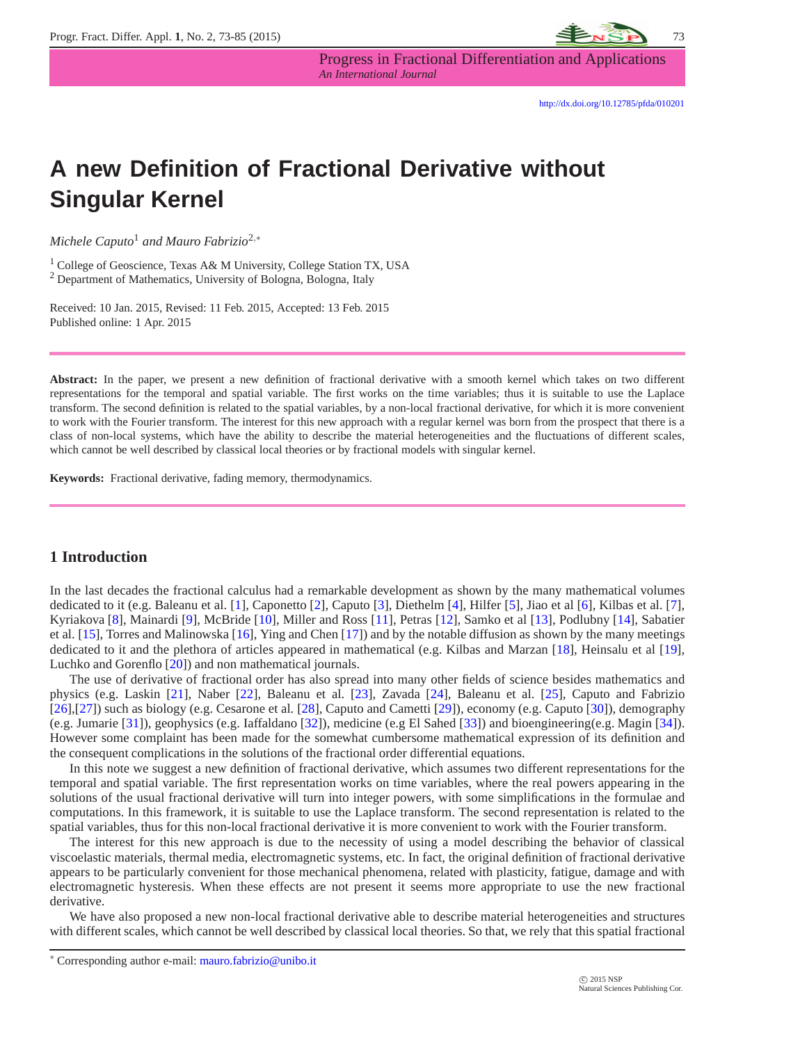http://dx.doi.org/10.12785/pfda/010201

# A new Definition of Fractional Derivative without Singular Kernel

*Michele Caputo*[1] *and Mauro Fabrizio*[2,*]

[1] College of Geoscience, Texas A& M University, College Station TX, USA
[2] Department of Mathematics, University of Bologna, Bologna, Italy

Received: 10 Jan. 2015, Revised: 11 Feb. 2015, Accepted: 13 Feb. 2015
Published online: 1 Apr. 2015

**Abstract:** In the paper, we present a new definition of fractional derivative with a smooth kernel which takes on two different representations for the temporal and spatial variable. The first works on the time variables; thus it is suitable to use the Laplace transform. The second definition is related to the spatial variables, by a non-local fractional derivative, for which it is more convenient to work with the Fourier transform. The interest for this new approach with a regular kernel was born from the prospect that there is a class of non-local systems, which have the ability to describe the material heterogeneities and the fluctuations of different scales, which cannot be well described by classical local theories or by fractional models with singular kernel.

**Keywords:** Fractional derivative, fading memory, thermodynamics.

## 1 Introduction

In the last decades the fractional calculus had a remarkable development as shown by the many mathematical volumes dedicated to it (e.g. Baleanu et al. [1], Caponetto [2], Caputo [3], Diethelm [4], Hilfer [5], Jiao et al [6], Kilbas et al. [7], Kyriakova [8], Mainardi [9], McBride [10], Miller and Ross [11], Petras [12], Samko et al [13], Podlubny [14], Sabatier et al. [15], Torres and Malinowska [16], Ying and Chen [17]) and by the notable diffusion as shown by the many meetings dedicated to it and the plethora of articles appeared in mathematical (e.g. Kilbas and Marzan [18], Heinsalu et al [19], Luchko and Gorenflo [20]) and non mathematical journals.

The use of derivative of fractional order has also spread into many other fields of science besides mathematics and physics (e.g. Laskin [21], Naber [22], Baleanu et al. [23], Zavada [24], Baleanu et al. [25], Caputo and Fabrizio [26],[27]) such as biology (e.g. Cesarone et al. [28], Caputo and Cametti [29]), economy (e.g. Caputo [30]), demography (e.g. Jumarie [31]), geophysics (e.g. Iaffaldano [32]), medicine (e.g El Sahed [33]) and bioengineering(e.g. Magin [34]). However some complaint has been made for the somewhat cumbersome mathematical expression of its definition and the consequent complications in the solutions of the fractional order differential equations.

In this note we suggest a new definition of fractional derivative, which assumes two different representations for the temporal and spatial variable. The first representation works on time variables, where the real powers appearing in the solutions of the usual fractional derivative will turn into integer powers, with some simplifications in the formulae and computations. In this framework, it is suitable to use the Laplace transform. The second representation is related to the spatial variables, thus for this non-local fractional derivative it is more convenient to work with the Fourier transform.

The interest for this new approach is due to the necessity of using a model describing the behavior of classical viscoelastic materials, thermal media, electromagnetic systems, etc. In fact, the original definition of fractional derivative appears to be particularly convenient for those mechanical phenomena, related with plasticity, fatigue, damage and with electromagnetic hysteresis. When these effects are not present it seems more appropriate to use the new fractional derivative.

We have also proposed a new non-local fractional derivative able to describe material heterogeneities and structures with different scales, which cannot be well described by classical local theories. So that, we rely that this spatial fractional

* Corresponding author e-mail: mauro.fabrizio@unibo.it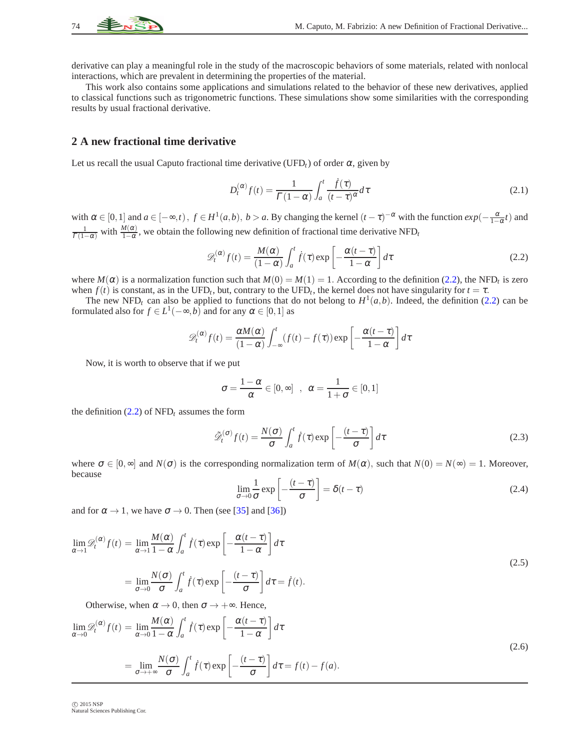derivative can play a meaningful role in the study of the macroscopic behaviors of some materials, related with nonlocal interactions, which are prevalent in determining the properties of the material.

This work also contains some applications and simulations related to the behavior of these new derivatives, applied to classical functions such as trigonometric functions. These simulations show some similarities with the corresponding results by usual fractional derivative.

## 2 A new fractional time derivative

Let us recall the usual Caputo fractional time derivative (UFD$_t$) of order $\alpha$, given by

$$D_t^{(\alpha)} f(t) = \frac{1}{\Gamma(1-\alpha)} \int_a^t \frac{\dot{f}(\tau)}{(t-\tau)^{\alpha}} d\tau \tag{2.1}$$

with $\alpha \in [0,1]$ and $a \in [-\infty, t)$, $f \in H^1(a,b)$, $b > a$. By changing the kernel $(t-\tau)^{-\alpha}$ with the function $exp(-\frac{\alpha}{1-\alpha}t)$ and $\frac{1}{\Gamma(1-\alpha)}$ with $\frac{M(\alpha)}{1-\alpha}$, we obtain the following new definition of fractional time derivative NFD$_t$

$$\mathscr{D}_t^{(\alpha)} f(t) = \frac{M(\alpha)}{(1-\alpha)} \int_a^t \dot{f}(\tau) \exp\left[-\frac{\alpha(t-\tau)}{1-\alpha}\right] d\tau \tag{2.2}$$

where $M(\alpha)$ is a normalization function such that $M(0) = M(1) = 1$. According to the definition (2.2), the NFD$_t$ is zero when $f(t)$ is constant, as in the UFD$_t$, but, contrary to the UFD$_t$, the kernel does not have singularity for $t = \tau$.

The new NFD$_t$ can also be applied to functions that do not belong to $H^1(a,b)$. Indeed, the definition (2.2) can be formulated also for $f \in L^1(-\infty, b)$ and for any $\alpha \in [0,1]$ as

$$\mathscr{D}_t^{(\alpha)} f(t) = \frac{\alpha M(\alpha)}{(1-\alpha)} \int_{-\infty}^t (f(t) - f(\tau)) \exp\left[-\frac{\alpha(t-\tau)}{1-\alpha}\right] d\tau$$

Now, it is worth to observe that if we put

$$\sigma = \frac{1-\alpha}{\alpha} \in [0, \infty] \quad , \quad \alpha = \frac{1}{1+\sigma} \in [0,1]$$

the definition (2.2) of NFD$_t$ assumes the form

$$\tilde{\mathscr{D}}_t^{(\sigma)} f(t) = \frac{N(\sigma)}{\sigma} \int_a^t \dot{f}(\tau) \exp\left[-\frac{(t-\tau)}{\sigma}\right] d\tau \tag{2.3}$$

where $\sigma \in [0, \infty]$ and $N(\sigma)$ is the corresponding normalization term of $M(\alpha)$, such that $N(0) = N(\infty) = 1$. Moreover, because

$$\lim_{\sigma \to 0} \frac{1}{\sigma} \exp\left[-\frac{(t-\tau)}{\sigma}\right] = \delta(t-\tau) \tag{2.4}$$

and for $\alpha \to 1$, we have $\sigma \to 0$. Then (see [35] and [36])

$$\begin{aligned} \lim_{\alpha \to 1} \mathscr{D}_t^{(\alpha)} f(t) &= \lim_{\alpha \to 1} \frac{M(\alpha)}{1-\alpha} \int_a^t \dot{f}(\tau) \exp\left[-\frac{\alpha(t-\tau)}{1-\alpha}\right] d\tau \\ &= \lim_{\sigma \to 0} \frac{N(\sigma)}{\sigma} \int_a^t \dot{f}(\tau) \exp\left[-\frac{(t-\tau)}{\sigma}\right] d\tau = \dot{f}(t). \end{aligned} \tag{2.5}$$

Otherwise, when $\alpha \to 0$, then $\sigma \to +\infty$. Hence,

$$\begin{aligned} \lim_{\alpha \to 0} \mathscr{D}_t^{(\alpha)} f(t) &= \lim_{\alpha \to 0} \frac{M(\alpha)}{1-\alpha} \int_a^t \dot{f}(\tau) \exp\left[-\frac{\alpha(t-\tau)}{1-\alpha}\right] d\tau \\ &= \lim_{\sigma \to +\infty} \frac{N(\sigma)}{\sigma} \int_a^t \dot{f}(\tau) \exp\left[-\frac{(t-\tau)}{\sigma}\right] d\tau = f(t) - f(a). \end{aligned} \tag{2.6}$$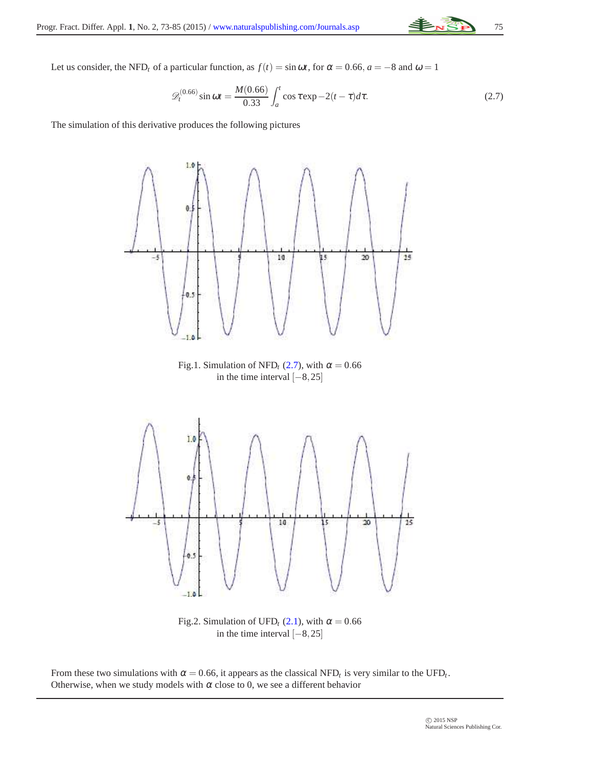Let us consider, the $NFD_t$ of a particular function, as $f(t) = \sin \omega t$, for $\alpha = 0.66$, $a = -8$ and $\omega = 1$

$$\mathscr{D}_t^{(0.66)} \sin \omega t = \frac{M(0.66)}{0.33} \int_a^t \cos \tau \exp -2(t-\tau) d\tau. \tag{2.7}$$

The simulation of this derivative produces the following pictures

Fig.1. Simulation of $NFD_t$ (2.7), with $\alpha = 0.66$ in the time interval $[-8, 25]$

Fig.2. Simulation of $UFD_t$ (2.1), with $\alpha = 0.66$ in the time interval $[-8, 25]$

From these two simulations with $\alpha = 0.66$, it appears as the classical $NFD_t$ is very similar to the $UFD_t$. Otherwise, when we study models with $\alpha$ close to 0, we see a different behavior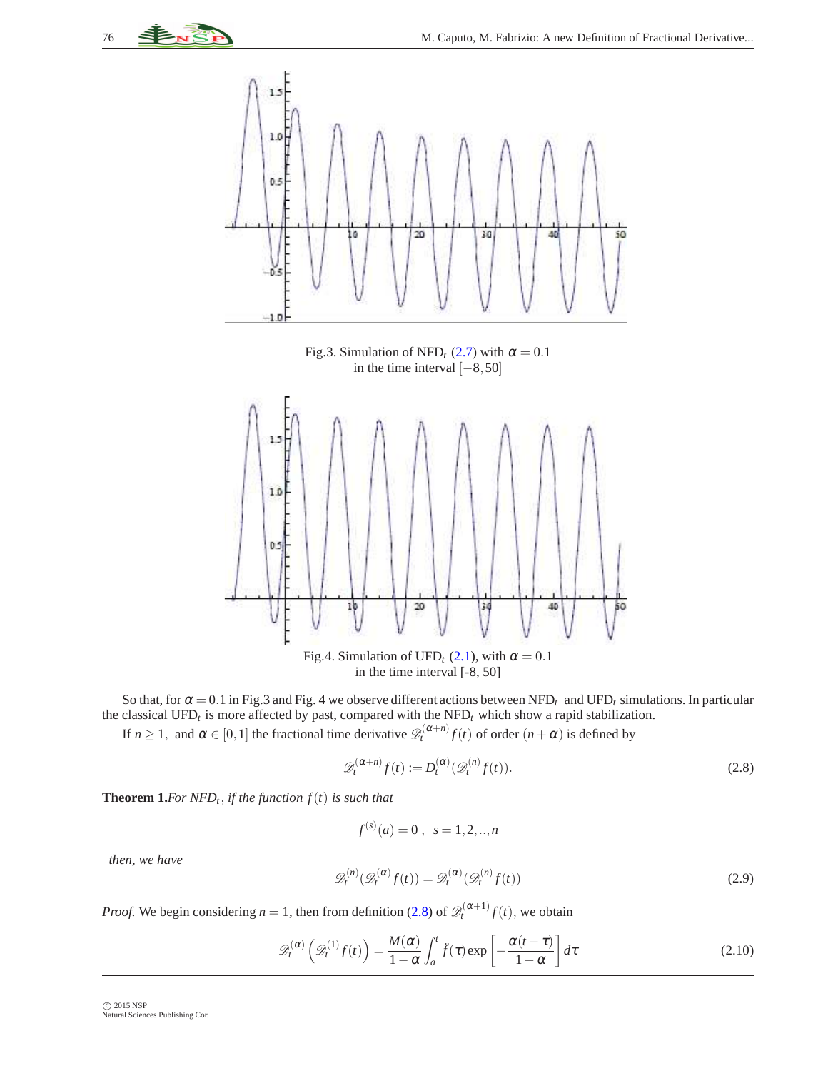Fig.3. Simulation of NFD$_t$ (2.7) with $\alpha = 0.1$ in the time interval $[-8, 50]$

Fig.4. Simulation of UFD$_t$ (2.1), with $\alpha = 0.1$ in the time interval [-8, 50]

So that, for $\alpha = 0.1$ in Fig.3 and Fig. 4 we observe different actions between NFD$_t$ and UFD$_t$ simulations. In particular the classical UFD$_t$ is more affected by past, compared with the NFD$_t$ which show a rapid stabilization.

If $n \geq 1$, and $\alpha \in [0,1]$ the fractional time derivative $\mathscr{D}_t^{(\alpha+n)} f(t)$ of order $(n+\alpha)$ is defined by

$$\mathscr{D}_t^{(\alpha+n)} f(t) := D_t^{(\alpha)}(\mathscr{D}_t^{(n)} f(t)). \tag{2.8}$$

**Theorem 1.** *For NFD$_t$, if the function $f(t)$ is such that*

$$f^{(s)}(a) = 0\ ,\ \ s = 1,2,..,n$$

*then, we have*

$$\mathscr{D}_t^{(n)}(\mathscr{D}_t^{(\alpha)} f(t)) = \mathscr{D}_t^{(\alpha)}(\mathscr{D}_t^{(n)} f(t)) \tag{2.9}$$

*Proof.* We begin considering $n = 1$, then from definition (2.8) of $\mathscr{D}_t^{(\alpha+1)} f(t)$, we obtain

$$\mathscr{D}_t^{(\alpha)}\left(\mathscr{D}_t^{(1)} f(t)\right) = \frac{M(\alpha)}{1-\alpha}\int_a^t \ddot{f}(\tau)\exp\left[-\frac{\alpha(t-\tau)}{1-\alpha}\right] d\tau \tag{2.10}$$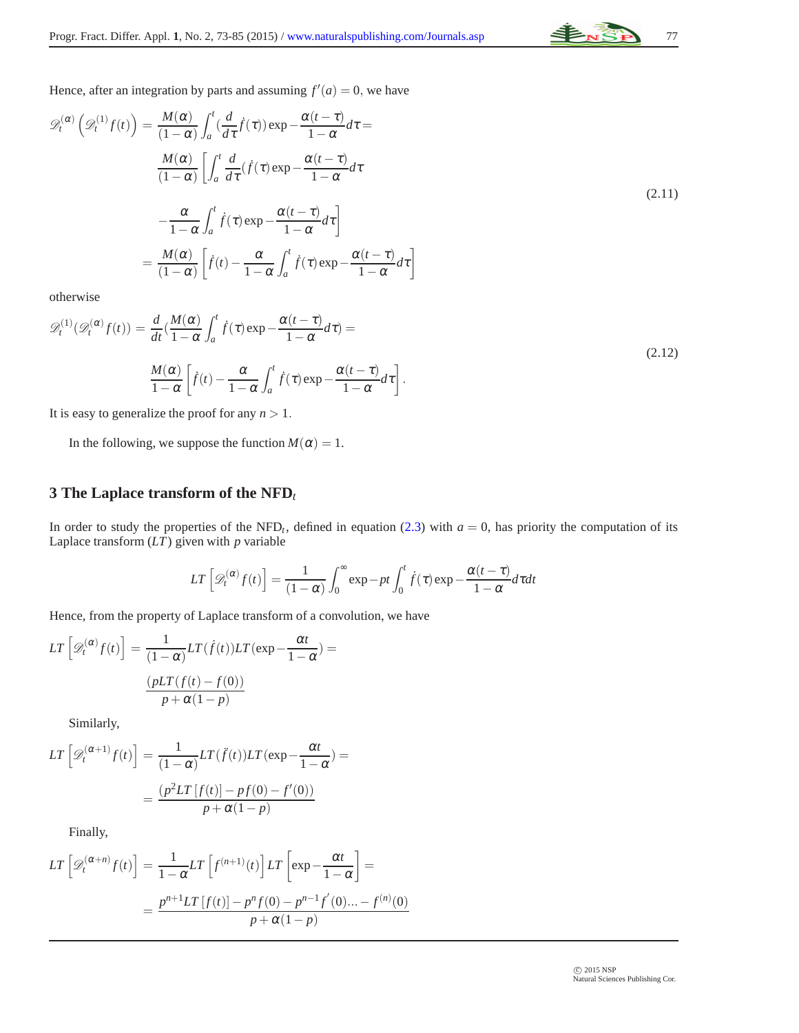Hence, after an integration by parts and assuming $f'(a) = 0$, we have

$$
\begin{aligned}
\mathscr{D}_t^{(\alpha)}\left(\mathscr{D}_t^{(1)} f(t)\right) &= \frac{M(\alpha)}{(1-\alpha)} \int_a^t \left(\frac{d}{d\tau}\dot{f}(\tau)\right) \exp -\frac{\alpha(t-\tau)}{1-\alpha} d\tau = \\
&\frac{M(\alpha)}{(1-\alpha)} \left[\int_a^t \frac{d}{d\tau}(\dot{f}(\tau) \exp -\frac{\alpha(t-\tau)}{1-\alpha} d\tau \right. \\
&\left. -\frac{\alpha}{1-\alpha}\int_a^t \dot{f}(\tau) \exp -\frac{\alpha(t-\tau)}{1-\alpha} d\tau \right] \\
&= \frac{M(\alpha)}{(1-\alpha)} \left[\dot{f}(t) - \frac{\alpha}{1-\alpha}\int_a^t \dot{f}(\tau) \exp -\frac{\alpha(t-\tau)}{1-\alpha} d\tau \right]
\end{aligned}
\tag{2.11}
$$

otherwise

$$
\begin{aligned}
\mathscr{D}_t^{(1)}(\mathscr{D}_t^{(\alpha)} f(t)) &= \frac{d}{dt}\left(\frac{M(\alpha)}{1-\alpha}\int_a^t \dot{f}(\tau) \exp -\frac{\alpha(t-\tau)}{1-\alpha} d\tau\right) = \\
&\frac{M(\alpha)}{1-\alpha}\left[\dot{f}(t) - \frac{\alpha}{1-\alpha}\int_a^t \dot{f}(\tau) \exp -\frac{\alpha(t-\tau)}{1-\alpha} d\tau\right].
\end{aligned}
\tag{2.12}
$$

It is easy to generalize the proof for any $n > 1$.

In the following, we suppose the function $M(\alpha) = 1$.

## 3 The Laplace transform of the NFD$_t$

In order to study the properties of the NFD$_t$, defined in equation (2.3) with $a = 0$, has priority the computation of its Laplace transform ($LT$) given with $p$ variable

$$
LT\left[\mathscr{D}_t^{(\alpha)} f(t)\right] = \frac{1}{(1-\alpha)} \int_0^\infty \exp -pt \int_0^t \dot{f}(\tau) \exp -\frac{\alpha(t-\tau)}{1-\alpha} d\tau dt
$$

Hence, from the property of Laplace transform of a convolution, we have

$$
\begin{aligned}
LT\left[\mathscr{D}_t^{(\alpha)} f(t)\right] &= \frac{1}{(1-\alpha)} LT(\dot{f}(t)) LT(\exp -\frac{\alpha t}{1-\alpha}) = \\
&\frac{(pLT(f(t) - f(0))}{p + \alpha(1-p)}
\end{aligned}
$$

Similarly,

$$
\begin{aligned}
LT\left[\mathscr{D}_t^{(\alpha+1)} f(t)\right] &= \frac{1}{(1-\alpha)} LT(\ddot{f}(t)) LT(\exp -\frac{\alpha t}{1-\alpha}) = \\
&= \frac{(p^2 LT[f(t)] - pf(0) - f'(0))}{p + \alpha(1-p)}
\end{aligned}
$$

Finally,

$$
\begin{aligned}
LT\left[\mathscr{D}_t^{(\alpha+n)} f(t)\right] &= \frac{1}{1-\alpha} LT\left[f^{(n+1)}(t)\right] LT\left[\exp -\frac{\alpha t}{1-\alpha}\right] = \\
&= \frac{p^{n+1} LT[f(t)] - p^n f(0) - p^{n-1} f'(0) \ldots - f^{(n)}(0)}{p + \alpha(1-p)}
\end{aligned}
$$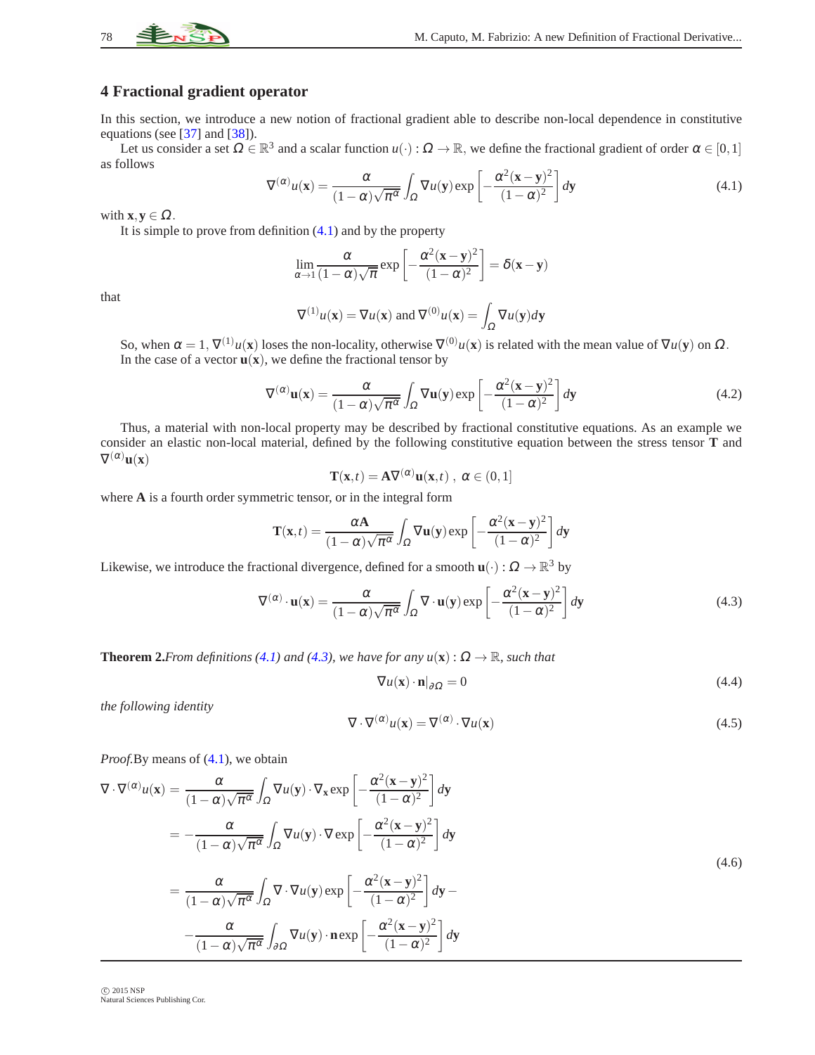## 4 Fractional gradient operator

In this section, we introduce a new notion of fractional gradient able to describe non-local dependence in constitutive equations (see [37] and [38]).

Let us consider a set $\Omega \in \mathbb{R}^3$ and a scalar function $u(\cdot) : \Omega \to \mathbb{R}$, we define the fractional gradient of order $\alpha \in [0,1]$ as follows

$$\nabla^{(\alpha)} u(\mathbf{x}) = \frac{\alpha}{(1-\alpha)\sqrt{\pi^\alpha}} \int_\Omega \nabla u(\mathbf{y}) \exp\left[ -\frac{\alpha^2 (\mathbf{x}-\mathbf{y})^2}{(1-\alpha)^2} \right] d\mathbf{y} \tag{4.1}$$

with $\mathbf{x}, \mathbf{y} \in \Omega$.

It is simple to prove from definition (4.1) and by the property

$$\lim_{\alpha \to 1} \frac{\alpha}{(1-\alpha)\sqrt{\pi}} \exp\left[ -\frac{\alpha^2 (\mathbf{x}-\mathbf{y})^2}{(1-\alpha)^2} \right] = \delta(\mathbf{x}-\mathbf{y})$$

that

$$\nabla^{(1)} u(\mathbf{x}) = \nabla u(\mathbf{x}) \text{ and } \nabla^{(0)} u(\mathbf{x}) = \int_\Omega \nabla u(\mathbf{y}) d\mathbf{y}$$

So, when $\alpha = 1$, $\nabla^{(1)} u(\mathbf{x})$ loses the non-locality, otherwise $\nabla^{(0)} u(\mathbf{x})$ is related with the mean value of $\nabla u(\mathbf{y})$ on $\Omega$.

In the case of a vector $\mathbf{u}(\mathbf{x})$, we define the fractional tensor by

$$\nabla^{(\alpha)} \mathbf{u}(\mathbf{x}) = \frac{\alpha}{(1-\alpha)\sqrt{\pi^\alpha}} \int_\Omega \nabla \mathbf{u}(\mathbf{y}) \exp\left[ -\frac{\alpha^2 (\mathbf{x}-\mathbf{y})^2}{(1-\alpha)^2} \right] d\mathbf{y} \tag{4.2}$$

Thus, a material with non-local property may be described by fractional constitutive equations. As an example we consider an elastic non-local material, defined by the following constitutive equation between the stress tensor $\mathbf{T}$ and $\nabla^{(\alpha)} \mathbf{u}(\mathbf{x})$

$$\mathbf{T}(\mathbf{x},t) = \mathbf{A} \nabla^{(\alpha)} \mathbf{u}(\mathbf{x},t)\ , \ \alpha \in (0,1]$$

where $\mathbf{A}$ is a fourth order symmetric tensor, or in the integral form

$$\mathbf{T}(\mathbf{x},t) = \frac{\alpha \mathbf{A}}{(1-\alpha)\sqrt{\pi^\alpha}} \int_\Omega \nabla \mathbf{u}(\mathbf{y}) \exp\left[ -\frac{\alpha^2 (\mathbf{x}-\mathbf{y})^2}{(1-\alpha)^2} \right] d\mathbf{y}$$

Likewise, we introduce the fractional divergence, defined for a smooth $\mathbf{u}(\cdot) : \Omega \to \mathbb{R}^3$ by

$$\nabla^{(\alpha)} \cdot \mathbf{u}(\mathbf{x}) = \frac{\alpha}{(1-\alpha)\sqrt{\pi^\alpha}} \int_\Omega \nabla \cdot \mathbf{u}(\mathbf{y}) \exp\left[ -\frac{\alpha^2 (\mathbf{x}-\mathbf{y})^2}{(1-\alpha)^2} \right] d\mathbf{y} \tag{4.3}$$

**Theorem 2.** *From definitions (4.1) and (4.3), we have for any $u(\mathbf{x}) : \Omega \to \mathbb{R}$, such that*

$$\nabla u(\mathbf{x}) \cdot \mathbf{n}|_{\partial\Omega} = 0 \tag{4.4}$$

*the following identity*

$$\nabla \cdot \nabla^{(\alpha)} u(\mathbf{x}) = \nabla^{(\alpha)} \cdot \nabla u(\mathbf{x}) \tag{4.5}$$

*Proof.* By means of (4.1), we obtain

$$\begin{aligned}
\nabla \cdot \nabla^{(\alpha)} u(\mathbf{x}) &= \frac{\alpha}{(1-\alpha)\sqrt{\pi^\alpha}} \int_\Omega \nabla u(\mathbf{y}) \cdot \nabla_{\mathbf{x}} \exp\left[ -\frac{\alpha^2 (\mathbf{x}-\mathbf{y})^2}{(1-\alpha)^2} \right] d\mathbf{y} \\
&= -\frac{\alpha}{(1-\alpha)\sqrt{\pi^\alpha}} \int_\Omega \nabla u(\mathbf{y}) \cdot \nabla \exp\left[ -\frac{\alpha^2 (\mathbf{x}-\mathbf{y})^2}{(1-\alpha)^2} \right] d\mathbf{y} \\
&= \frac{\alpha}{(1-\alpha)\sqrt{\pi^\alpha}} \int_\Omega \nabla \cdot \nabla u(\mathbf{y}) \exp\left[ -\frac{\alpha^2 (\mathbf{x}-\mathbf{y})^2}{(1-\alpha)^2} \right] d\mathbf{y} - \\
&\quad - \frac{\alpha}{(1-\alpha)\sqrt{\pi^\alpha}} \int_{\partial\Omega} \nabla u(\mathbf{y}) \cdot \mathbf{n} \exp\left[ -\frac{\alpha^2 (\mathbf{x}-\mathbf{y})^2}{(1-\alpha)^2} \right] d\mathbf{y}
\end{aligned} \tag{4.6}$$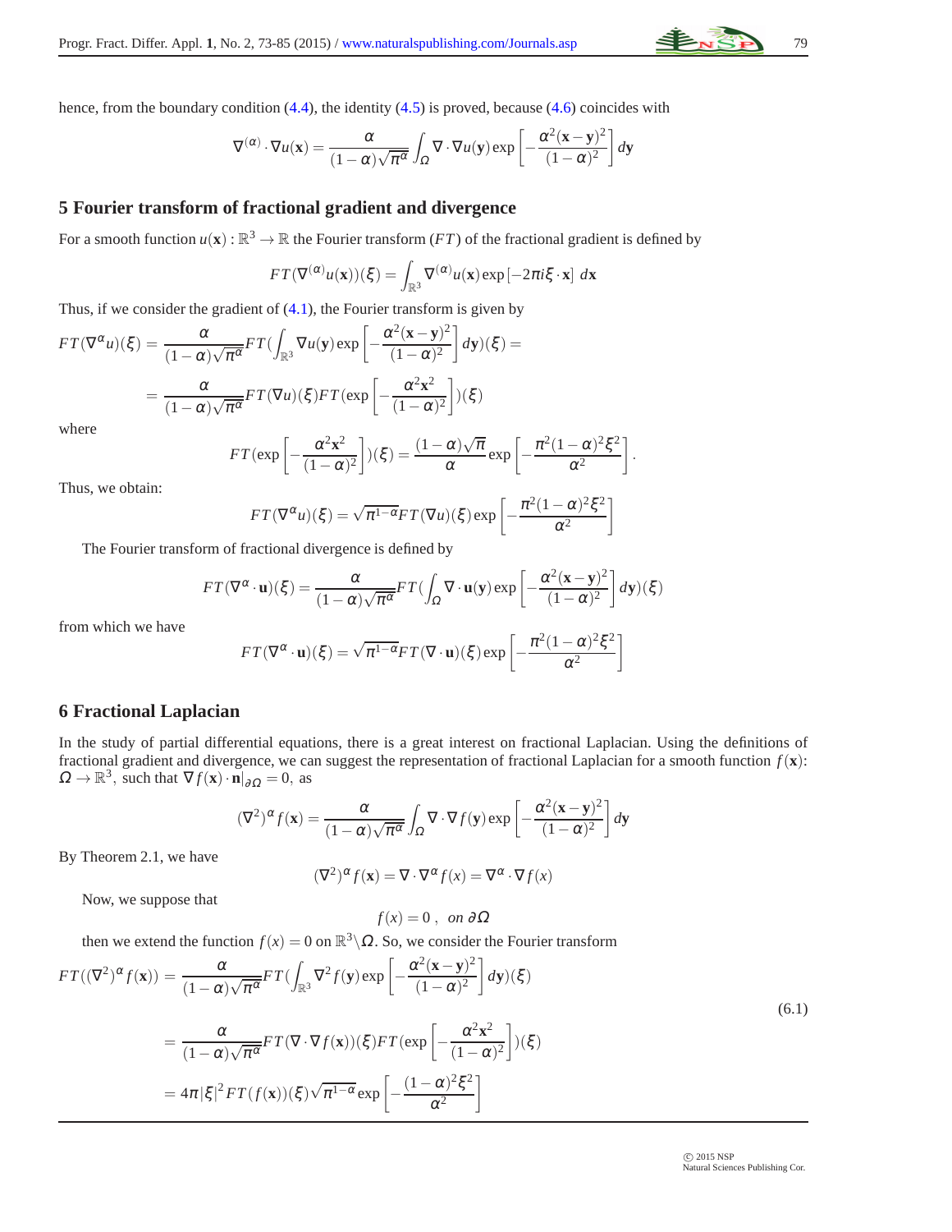hence, from the boundary condition (4.4), the identity (4.5) is proved, because (4.6) coincides with

$$\nabla^{(\alpha)} \cdot \nabla u(\mathbf{x}) = \frac{\alpha}{(1-\alpha)\sqrt{\pi^{\alpha}}} \int_{\Omega} \nabla \cdot \nabla u(\mathbf{y}) \exp\left[-\frac{\alpha^2(\mathbf{x}-\mathbf{y})^2}{(1-\alpha)^2}\right] d\mathbf{y}$$

## 5 Fourier transform of fractional gradient and divergence

For a smooth function $u(\mathbf{x}) : \mathbb{R}^3 \to \mathbb{R}$ the Fourier transform ($FT$) of the fractional gradient is defined by

$$FT(\nabla^{(\alpha)} u(\mathbf{x}))(\xi) = \int_{\mathbb{R}^3} \nabla^{(\alpha)} u(\mathbf{x}) \exp\left[-2\pi i \xi \cdot \mathbf{x}\right] \, d\mathbf{x}$$

Thus, if we consider the gradient of (4.1), the Fourier transform is given by

$$FT(\nabla^{\alpha} u)(\xi) = \frac{\alpha}{(1-\alpha)\sqrt{\pi^{\alpha}}} FT\left(\int_{\mathbb{R}^3} \nabla u(\mathbf{y}) \exp\left[-\frac{\alpha^2(\mathbf{x}-\mathbf{y})^2}{(1-\alpha)^2}\right] d\mathbf{y}\right)(\xi) =$$

$$= \frac{\alpha}{(1-\alpha)\sqrt{\pi^{\alpha}}} FT(\nabla u)(\xi) FT\left(\exp\left[-\frac{\alpha^2 \mathbf{x}^2}{(1-\alpha)^2}\right]\right)(\xi)$$

where

$$FT\left(\exp\left[-\frac{\alpha^2 \mathbf{x}^2}{(1-\alpha)^2}\right]\right)(\xi) = \frac{(1-\alpha)\sqrt{\pi}}{\alpha} \exp\left[-\frac{\pi^2(1-\alpha)^2 \xi^2}{\alpha^2}\right].$$

Thus, we obtain:

$$FT(\nabla^{\alpha} u)(\xi) = \sqrt{\pi^{1-\alpha}} FT(\nabla u)(\xi) \exp\left[-\frac{\pi^2(1-\alpha)^2 \xi^2}{\alpha^2}\right]$$

The Fourier transform of fractional divergence is defined by

$$FT(\nabla^{\alpha} \cdot \mathbf{u})(\xi) = \frac{\alpha}{(1-\alpha)\sqrt{\pi^{\alpha}}} FT\left(\int_{\Omega} \nabla \cdot \mathbf{u}(\mathbf{y}) \exp\left[-\frac{\alpha^2(\mathbf{x}-\mathbf{y})^2}{(1-\alpha)^2}\right] d\mathbf{y}\right)(\xi)$$

from which we have

$$FT(\nabla^{\alpha} \cdot \mathbf{u})(\xi) = \sqrt{\pi^{1-\alpha}} FT(\nabla \cdot \mathbf{u})(\xi) \exp\left[-\frac{\pi^2(1-\alpha)^2 \xi^2}{\alpha^2}\right]$$

## 6 Fractional Laplacian

In the study of partial differential equations, there is a great interest on fractional Laplacian. Using the definitions of fractional gradient and divergence, we can suggest the representation of fractional Laplacian for a smooth function $f(\mathbf{x})$: $\Omega \to \mathbb{R}^3$, such that $\nabla f(\mathbf{x}) \cdot \mathbf{n}|_{\partial\Omega} = 0$, as

$$(\nabla^2)^{\alpha} f(\mathbf{x}) = \frac{\alpha}{(1-\alpha)\sqrt{\pi^{\alpha}}} \int_{\Omega} \nabla \cdot \nabla f(\mathbf{y}) \exp\left[-\frac{\alpha^2(\mathbf{x}-\mathbf{y})^2}{(1-\alpha)^2}\right] d\mathbf{y}$$

By Theorem 2.1, we have

$$(\nabla^2)^{\alpha} f(\mathbf{x}) = \nabla \cdot \nabla^{\alpha} f(x) = \nabla^{\alpha} \cdot \nabla f(x)$$

Now, we suppose that

$$f(x) = 0\,, \;\; on \; \partial\Omega$$

then we extend the function $f(x) = 0$ on $\mathbb{R}^3 \backslash \Omega$. So, we consider the Fourier transform

$$\begin{aligned} FT((\nabla^2)^{\alpha} f(\mathbf{x})) &= \frac{\alpha}{(1-\alpha)\sqrt{\pi^{\alpha}}} FT\left(\int_{\mathbb{R}^3} \nabla^2 f(\mathbf{y}) \exp\left[-\frac{\alpha^2(\mathbf{x}-\mathbf{y})^2}{(1-\alpha)^2}\right] d\mathbf{y}\right)(\xi) \\ &= \frac{\alpha}{(1-\alpha)\sqrt{\pi^{\alpha}}} FT(\nabla \cdot \nabla f(\mathbf{x}))(\xi) FT\left(\exp\left[-\frac{\alpha^2 \mathbf{x}^2}{(1-\alpha)^2}\right]\right)(\xi) \\ &= 4\pi |\xi|^2 FT(f(\mathbf{x}))(\xi) \sqrt{\pi^{1-\alpha}} \exp\left[-\frac{(1-\alpha)^2 \xi^2}{\alpha^2}\right] \end{aligned} \tag{6.1}$$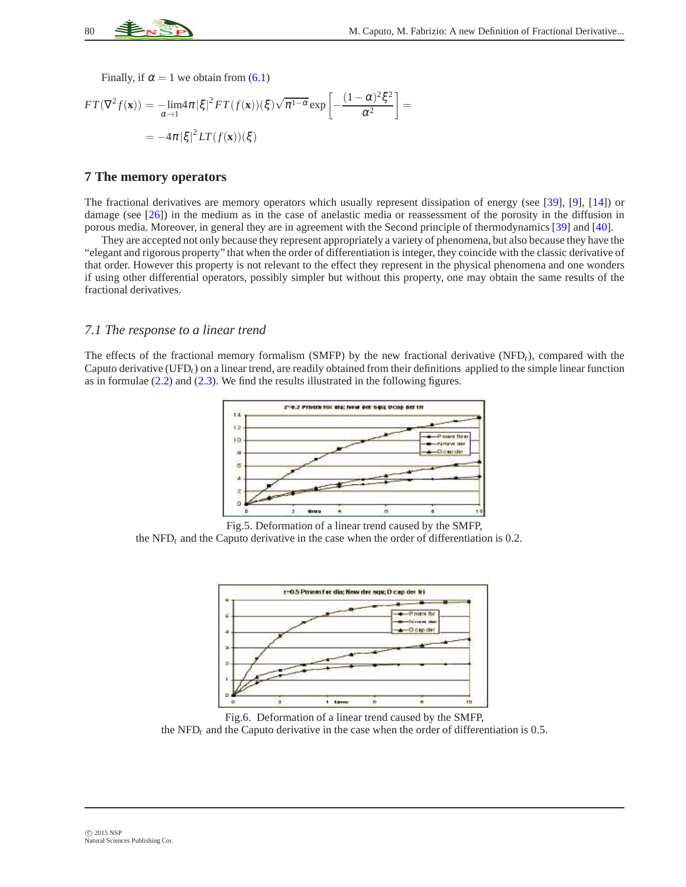Finally, if $\alpha = 1$ we obtain from (6.1)

$$FT(\nabla^2 f(\mathbf{x})) = -\lim_{\alpha \to 1} 4\pi |\xi|^2 FT(f(\mathbf{x}))(\xi)\sqrt{\pi^{1-\alpha}} \exp\left[-\frac{(1-\alpha)^2 \xi^2}{\alpha^2}\right] =$$

$$= -4\pi |\xi|^2 LT(f(\mathbf{x}))(\xi)$$

## 7 The memory operators

The fractional derivatives are memory operators which usually represent dissipation of energy (see [39], [9], [14]) or damage (see [26]) in the medium as in the case of anelastic media or reassessment of the porosity in the diffusion in porous media. Moreover, in general they are in agreement with the Second principle of thermodynamics [39] and [40].

They are accepted not only because they represent appropriately a variety of phenomena, but also because they have the "elegant and rigorous property" that when the order of differentiation is integer, they coincide with the classic derivative of that order. However this property is not relevant to the effect they represent in the physical phenomena and one wonders if using other differential operators, possibly simpler but without this property, one may obtain the same results of the fractional derivatives.

### *7.1 The response to a linear trend*

The effects of the fractional memory formalism (SMFP) by the new fractional derivative ($NFD_t$), compared with the Caputo derivative ($UFD_t$) on a linear trend, are readily obtained from their definitions applied to the simple linear function as in formulae (2.2) and (2.3). We find the results illustrated in the following figures.

Fig.5. Deformation of a linear trend caused by the SMFP, the $NFD_t$ and the Caputo derivative in the case when the order of differentiation is 0.2.

Fig.6. Deformation of a linear trend caused by the SMFP, the $NFD_t$ and the Caputo derivative in the case when the order of differentiation is 0.5.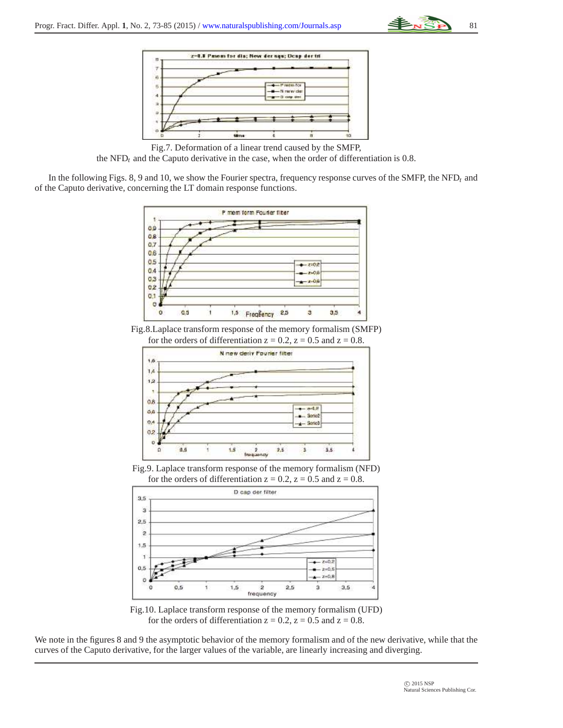Fig.7. Deformation of a linear trend caused by the SMFP, the $NFD_t$ and the Caputo derivative in the case, when the order of differentiation is 0.8.

In the following Figs. 8, 9 and 10, we show the Fourier spectra, frequency response curves of the SMFP, the $NFD_t$ and of the Caputo derivative, concerning the LT domain response functions.

Fig.8.Laplace transform response of the memory formalism (SMFP) for the orders of differentiation z = 0.2, z = 0.5 and z = 0.8.

Fig.9. Laplace transform response of the memory formalism (NFD) for the orders of differentiation z = 0.2, z = 0.5 and z = 0.8.

Fig.10. Laplace transform response of the memory formalism (UFD) for the orders of differentiation z = 0.2, z = 0.5 and z = 0.8.

We note in the figures 8 and 9 the asymptotic behavior of the memory formalism and of the new derivative, while that the curves of the Caputo derivative, for the larger values of the variable, are linearly increasing and diverging.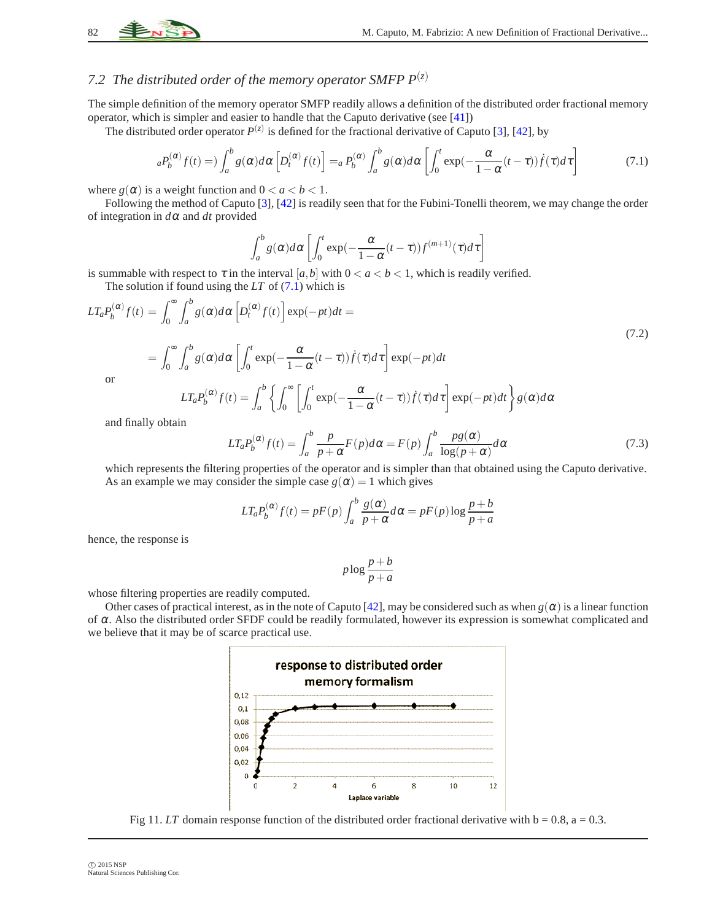### 7.2 The distributed order of the memory operator SMFP $P^{(z)}$

The simple definition of the memory operator SMFP readily allows a definition of the distributed order fractional memory operator, which is simpler and easier to handle that the Caputo derivative (see [41])

The distributed order operator $P^{(z)}$ is defined for the fractional derivative of Caputo [3], [42], by

$$ {}_aP_b^{(\alpha)} f(t) =) \int_a^b g(\alpha) d\alpha \left[ D_t^{(\alpha)} f(t) \right] = {}_a P_b^{(\alpha)} \int_a^b g(\alpha) d\alpha \left[ \int_0^t \exp(-\frac{\alpha}{1-\alpha}(t-\tau)) \dot{f}(\tau) d\tau \right] \tag{7.1} $$

where $g(\alpha)$ is a weight function and $0 < a < b < 1$.

Following the method of Caputo [3], [42] is readily seen that for the Fubini-Tonelli theorem, we may change the order of integration in $d\alpha$ and $dt$ provided

$$ \int_a^b g(\alpha) d\alpha \left[ \int_0^t \exp(-\frac{\alpha}{1-\alpha}(t-\tau)) f^{(m+1)}(\tau) d\tau \right] $$

is summable with respect to $\tau$ in the interval $[a,b]$ with $0 < a < b < 1$, which is readily verified.

The solution if found using the $LT$ of (7.1) which is

$$ \begin{aligned} LT_a P_b^{(\alpha)} f(t) &= \int_0^\infty \int_a^b g(\alpha) d\alpha \left[ D_t^{(\alpha)} f(t) \right] \exp(-pt) dt = \\ &= \int_0^\infty \int_a^b g(\alpha) d\alpha \left[ \int_0^t \exp(-\frac{\alpha}{1-\alpha}(t-\tau)) \dot{f}(\tau) d\tau \right] \exp(-pt) dt \end{aligned} \tag{7.2} $$

or

$$ LT_a P_b^{(\alpha)} f(t) = \int_a^b \left\{ \int_0^\infty \left[ \int_0^t \exp(-\frac{\alpha}{1-\alpha}(t-\tau)) \dot{f}(\tau) d\tau \right] \exp(-pt) dt \right\} g(\alpha) d\alpha $$

and finally obtain

$$ LT_a P_b^{(\alpha)} f(t) = \int_a^b \frac{p}{p+\alpha} F(p) d\alpha = F(p) \int_a^b \frac{p g(\alpha)}{\log(p+\alpha)} d\alpha \tag{7.3} $$

which represents the filtering properties of the operator and is simpler than that obtained using the Caputo derivative. As an example we may consider the simple case $g(\alpha) = 1$ which gives

$$ LT_a P_b^{(\alpha)} f(t) = pF(p) \int_a^b \frac{g(\alpha)}{p+\alpha} d\alpha = pF(p) \log \frac{p+b}{p+a} $$

hence, the response is

$$ p \log \frac{p+b}{p+a} $$

whose filtering properties are readily computed.

Other cases of practical interest, as in the note of Caputo [42], may be considered such as when $g(\alpha)$ is a linear function of $\alpha$. Also the distributed order SFDF could be readily formulated, however its expression is somewhat complicated and we believe that it may be of scarce practical use.

Fig 11. $LT$ domain response function of the distributed order fractional derivative with b = 0.8, a = 0.3.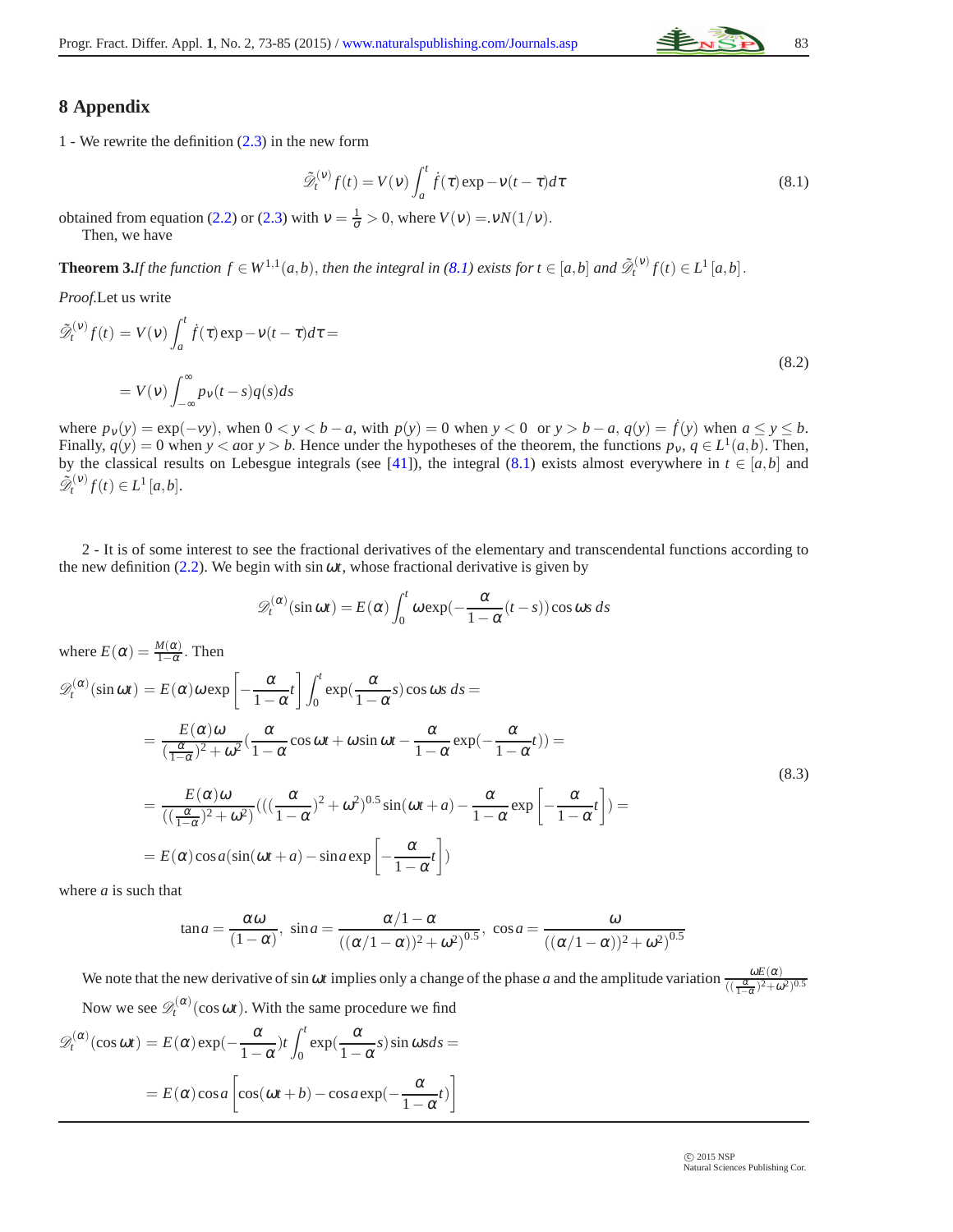## 8 Appendix

1 - We rewrite the definition (2.3) in the new form

$$\tilde{\mathscr{D}}_t^{(\nu)} f(t) = V(\nu) \int_a^t \dot{f}(\tau) \exp -\nu(t-\tau) d\tau \tag{8.1}$$

obtained from equation (2.2) or (2.3) with $\nu = \frac{1}{\sigma} > 0$, where $V(\nu) = .\nu N(1/\nu)$.

Then, we have

**Theorem 3.** *If the function $f \in W^{1,1}(a,b)$, then the integral in (8.1) exists for $t \in [a,b]$ and $\tilde{\mathscr{D}}_t^{(\nu)} f(t) \in L^1[a,b]$.*

*Proof.* Let us write

$$\begin{aligned} \tilde{\mathscr{D}}_t^{(\nu)} f(t) &= V(\nu) \int_a^t \dot{f}(\tau) \exp -\nu(t-\tau) d\tau = \\ &= V(\nu) \int_{-\infty}^{\infty} p_\nu(t-s) q(s) ds \end{aligned} \tag{8.2}$$

where $p_\nu(y) = \exp(-\nu y)$, when $0 < y < b-a$, with $p(y) = 0$ when $y < 0$ or $y > b-a$, $q(y) = \dot{f}(y)$ when $a \le y \le b$. Finally, $q(y) = 0$ when $y < a$or $y > b$. Hence under the hypotheses of the theorem, the functions $p_\nu$, $q \in L^1(a,b)$. Then, by the classical results on Lebesgue integrals (see [41]), the integral (8.1) exists almost everywhere in $t \in [a,b]$ and $\tilde{\mathscr{D}}_t^{(\nu)} f(t) \in L^1[a,b]$.

2 - It is of some interest to see the fractional derivatives of the elementary and transcendental functions according to the new definition (2.2). We begin with $\sin \omega t$, whose fractional derivative is given by

$$\mathscr{D}_t^{(\alpha)}(\sin \omega t) = E(\alpha) \int_0^t \omega \exp(-\frac{\alpha}{1-\alpha}(t-s)) \cos \omega s \, ds$$

where $E(\alpha) = \frac{M(\alpha)}{1-\alpha}$. Then

$$\begin{aligned} \mathscr{D}_t^{(\alpha)}(\sin \omega t) &= E(\alpha) \omega \exp\left[-\frac{\alpha}{1-\alpha} t\right] \int_0^t \exp(\frac{\alpha}{1-\alpha} s) \cos \omega s \, ds = \\ &= \frac{E(\alpha)\omega}{(\frac{\alpha}{1-\alpha})^2 + \omega^2} (\frac{\alpha}{1-\alpha} \cos \omega t + \omega \sin \omega t - \frac{\alpha}{1-\alpha} \exp(-\frac{\alpha}{1-\alpha} t)) = \\ &= \frac{E(\alpha)\omega}{((\frac{\alpha}{1-\alpha})^2 + \omega^2)} (((\frac{\alpha}{1-\alpha})^2 + \omega^2)^{0.5} \sin(\omega t + a) - \frac{\alpha}{1-\alpha} \exp\left[-\frac{\alpha}{1-\alpha} t\right]) = \\ &= E(\alpha) \cos a (\sin(\omega t + a) - \sin a \exp\left[-\frac{\alpha}{1-\alpha} t\right]) \end{aligned} \tag{8.3}$$

where $a$ is such that

$$\tan a = \frac{\alpha \omega}{(1-\alpha)}, \;\; \sin a = \frac{\alpha/1-\alpha}{((\alpha/1-\alpha))^2 + \omega^2)^{0.5}}, \;\; \cos a = \frac{\omega}{((\alpha/1-\alpha))^2 + \omega^2)^{0.5}}$$

We note that the new derivative of $\sin \omega t$ implies only a change of the phase $a$ and the amplitude variation $\frac{\omega E(\alpha)}{((\frac{\alpha}{1-\alpha})^2 + \omega^2)^{0.5}}$

Now we see $\mathscr{D}_t^{(\alpha)}(\cos \omega t)$. With the same procedure we find

$$\begin{aligned} \mathscr{D}_t^{(\alpha)}(\cos \omega t) &= E(\alpha) \exp(-\frac{\alpha}{1-\alpha}) t \int_0^t \exp(\frac{\alpha}{1-\alpha} s) \sin \omega s ds = \\ &= E(\alpha) \cos a \left[\cos(\omega t + b) - \cos a \exp(-\frac{\alpha}{1-\alpha} t)\right] \end{aligned}$$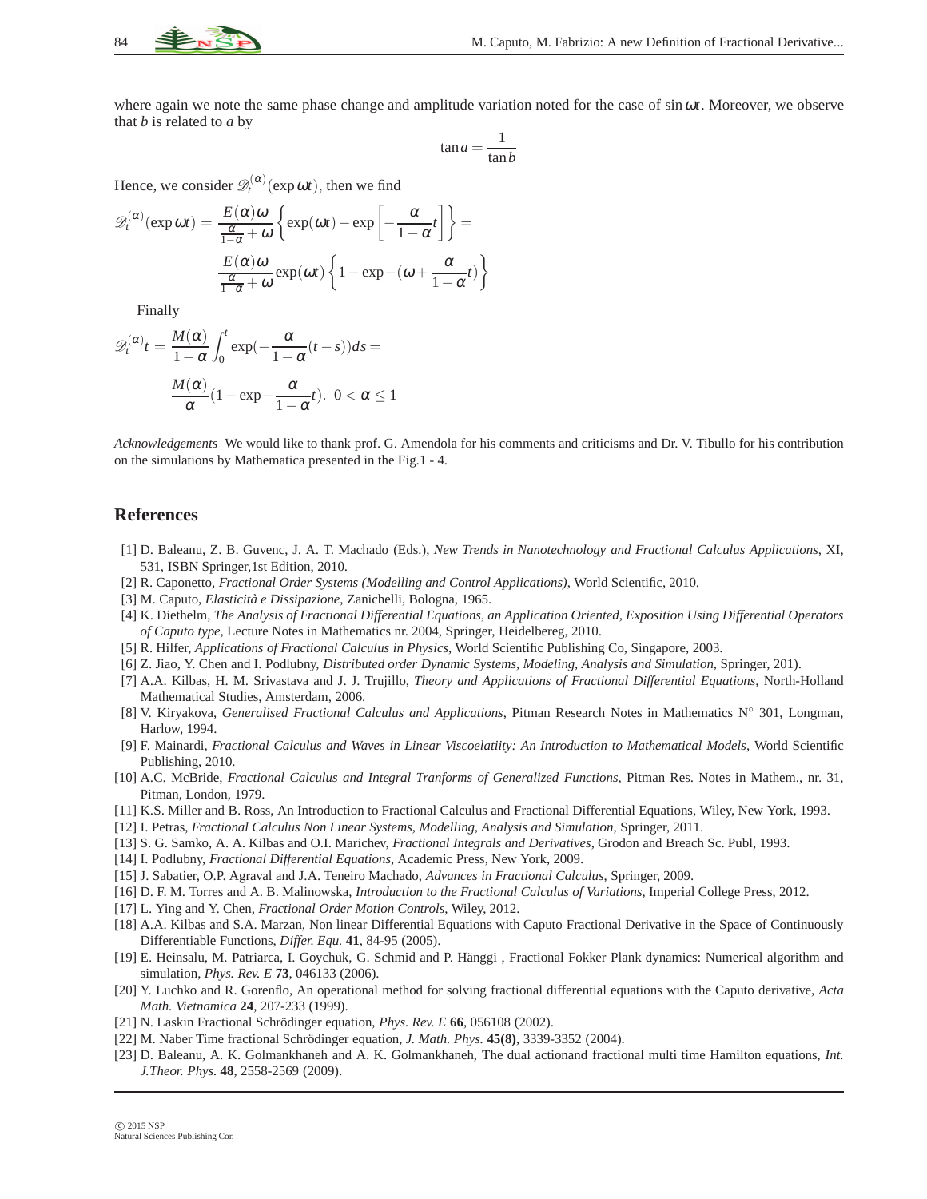where again we note the same phase change and amplitude variation noted for the case of $\sin \omega t$. Moreover, we observe that $b$ is related to $a$ by

$$\tan a = \frac{1}{\tan b}$$

Hence, we consider $\mathscr{D}_t^{(\alpha)}(\exp \omega t)$, then we find

$$\mathscr{D}_t^{(\alpha)}(\exp \omega t) = \frac{E(\alpha)\omega}{\frac{\alpha}{1-\alpha}+\omega}\left\{\exp(\omega t) - \exp\left[-\frac{\alpha}{1-\alpha}t\right]\right\} =$$

$$\frac{E(\alpha)\omega}{\frac{\alpha}{1-\alpha}+\omega}\exp(\omega t)\left\{1-\exp-(\omega+\frac{\alpha}{1-\alpha}t)\right\}$$

Finally

$$\mathscr{D}_t^{(\alpha)}t = \frac{M(\alpha)}{1-\alpha}\int_0^t \exp(-\frac{\alpha}{1-\alpha}(t-s))ds =$$

$$\frac{M(\alpha)}{\alpha}(1-\exp-\frac{\alpha}{1-\alpha}t). \ \ 0<\alpha \le 1$$

*Acknowledgements* We would like to thank prof. G. Amendola for his comments and criticisms and Dr. V. Tibullo for his contribution on the simulations by Mathematica presented in the Fig.1 - 4.

## References

[1] D. Baleanu, Z. B. Guvenc, J. A. T. Machado (Eds.), *New Trends in Nanotechnology and Fractional Calculus Applications*, XI, 531, ISBN Springer,1st Edition, 2010.

[2] R. Caponetto, *Fractional Order Systems (Modelling and Control Applications)*, World Scientific, 2010.

[3] M. Caputo, *Elasticità e Dissipazione*, Zanichelli, Bologna, 1965.

[4] K. Diethelm, *The Analysis of Fractional Differential Equations, an Application Oriented, Exposition Using Differential Operators of Caputo type*, Lecture Notes in Mathematics nr. 2004, Springer, Heidelbereg, 2010.

[5] R. Hilfer, *Applications of Fractional Calculus in Physics*, World Scientific Publishing Co, Singapore, 2003.

[6] Z. Jiao, Y. Chen and I. Podlubny, *Distributed order Dynamic Systems, Modeling, Analysis and Simulation*, Springer, 201).

[7] A.A. Kilbas, H. M. Srivastava and J. J. Trujillo, *Theory and Applications of Fractional Differential Equations*, North-Holland Mathematical Studies, Amsterdam, 2006.

[8] V. Kiryakova, *Generalised Fractional Calculus and Applications*, Pitman Research Notes in Mathematics N° 301, Longman, Harlow, 1994.

[9] F. Mainardi, *Fractional Calculus and Waves in Linear Viscoelatiity: An Introduction to Mathematical Models*, World Scientific Publishing, 2010.

[10] A.C. McBride, *Fractional Calculus and Integral Tranforms of Generalized Functions*, Pitman Res. Notes in Mathem., nr. 31, Pitman, London, 1979.

[11] K.S. Miller and B. Ross, An Introduction to Fractional Calculus and Fractional Differential Equations, Wiley, New York, 1993.

[12] I. Petras, *Fractional Calculus Non Linear Systems, Modelling, Analysis and Simulation*, Springer, 2011.

[13] S. G. Samko, A. A. Kilbas and O.I. Marichev, *Fractional Integrals and Derivatives*, Grodon and Breach Sc. Publ, 1993.

[14] I. Podlubny, *Fractional Differential Equations*, Academic Press, New York, 2009.

[15] J. Sabatier, O.P. Agraval and J.A. Teneiro Machado, *Advances in Fractional Calculus*, Springer, 2009.

[16] D. F. M. Torres and A. B. Malinowska, *Introduction to the Fractional Calculus of Variations*, Imperial College Press, 2012.

[17] L. Ying and Y. Chen, *Fractional Order Motion Controls*, Wiley, 2012.

[18] A.A. Kilbas and S.A. Marzan, Non linear Differential Equations with Caputo Fractional Derivative in the Space of Continuously Differentiable Functions, *Differ. Equ.* **41**, 84-95 (2005).

[19] E. Heinsalu, M. Patriarca, I. Goychuk, G. Schmid and P. Hänggi , Fractional Fokker Plank dynamics: Numerical algorithm and simulation, *Phys. Rev. E* **73**, 046133 (2006).

[20] Y. Luchko and R. Gorenflo, An operational method for solving fractional differential equations with the Caputo derivative, *Acta Math. Vietnamica* **24**, 207-233 (1999).

[21] N. Laskin Fractional Schrödinger equation, *Phys. Rev. E* **66**, 056108 (2002).

[22] M. Naber Time fractional Schrödinger equation, *J. Math. Phys.* **45(8)**, 3339-3352 (2004).

[23] D. Baleanu, A. K. Golmankhaneh and A. K. Golmankhaneh, The dual actionand fractional multi time Hamilton equations, *Int. J.Theor. Phys*. **48**, 2558-2569 (2009).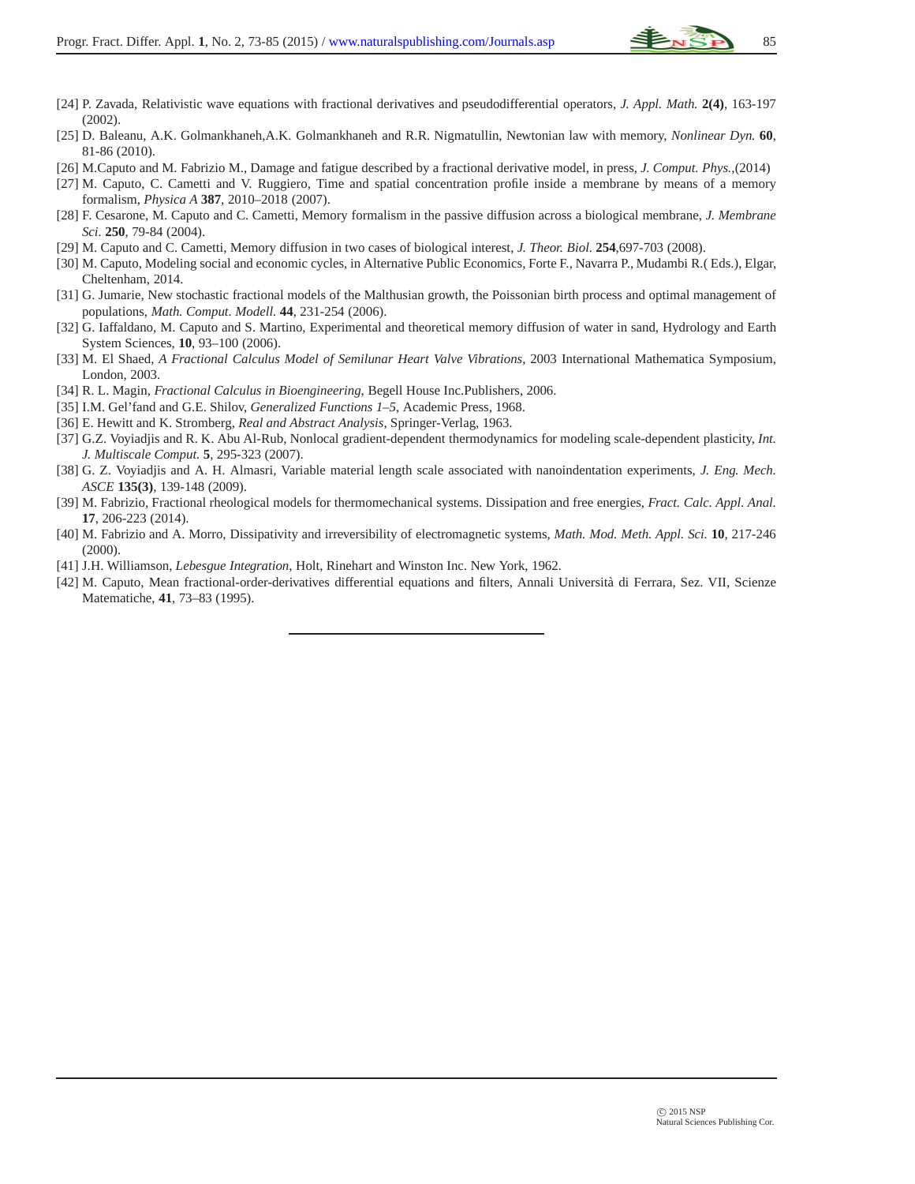[24] P. Zavada, Relativistic wave equations with fractional derivatives and pseudodifferential operators, *J. Appl. Math.* **2(4)**, 163-197 (2002).

[25] D. Baleanu, A.K. Golmankhaneh,A.K. Golmankhaneh and R.R. Nigmatullin, Newtonian law with memory, *Nonlinear Dyn.* **60**, 81-86 (2010).

[26] M.Caputo and M. Fabrizio M., Damage and fatigue described by a fractional derivative model, in press, *J. Comput. Phys.*,(2014)

[27] M. Caputo, C. Cametti and V. Ruggiero, Time and spatial concentration profile inside a membrane by means of a memory formalism, *Physica A* **387**, 2010–2018 (2007).

[28] F. Cesarone, M. Caputo and C. Cametti, Memory formalism in the passive diffusion across a biological membrane, *J. Membrane Sci.* **250**, 79-84 (2004).

[29] M. Caputo and C. Cametti, Memory diffusion in two cases of biological interest, *J. Theor. Biol.* **254**,697-703 (2008).

[30] M. Caputo, Modeling social and economic cycles, in Alternative Public Economics, Forte F., Navarra P., Mudambi R.( Eds.), Elgar, Cheltenham, 2014.

[31] G. Jumarie, New stochastic fractional models of the Malthusian growth, the Poissonian birth process and optimal management of populations, *Math. Comput. Modell.* **44**, 231-254 (2006).

[32] G. Iaffaldano, M. Caputo and S. Martino, Experimental and theoretical memory diffusion of water in sand, Hydrology and Earth System Sciences, **10**, 93–100 (2006).

[33] M. El Shaed, *A Fractional Calculus Model of Semilunar Heart Valve Vibrations*, 2003 International Mathematica Symposium, London, 2003.

[34] R. L. Magin, *Fractional Calculus in Bioengineering*, Begell House Inc.Publishers, 2006.

[35] I.M. Gel'fand and G.E. Shilov, *Generalized Functions 1–5*, Academic Press, 1968.

[36] E. Hewitt and K. Stromberg, *Real and Abstract Analysis*, Springer-Verlag, 1963.

[37] G.Z. Voyiadjis and R. K. Abu Al-Rub, Nonlocal gradient-dependent thermodynamics for modeling scale-dependent plasticity, *Int. J. Multiscale Comput.* **5**, 295-323 (2007).

[38] G. Z. Voyiadjis and A. H. Almasri, Variable material length scale associated with nanoindentation experiments, *J. Eng. Mech. ASCE* **135(3)**, 139-148 (2009).

[39] M. Fabrizio, Fractional rheological models for thermomechanical systems. Dissipation and free energies, *Fract. Calc. Appl. Anal.* **17**, 206-223 (2014).

[40] M. Fabrizio and A. Morro, Dissipativity and irreversibility of electromagnetic systems, *Math. Mod. Meth. Appl. Sci.* **10**, 217-246 (2000).

[41] J.H. Williamson, *Lebesgue Integration*, Holt, Rinehart and Winston Inc. New York, 1962.

[42] M. Caputo, Mean fractional-order-derivatives differential equations and filters, Annali Università di Ferrara, Sez. VII, Scienze Matematiche, **41**, 73–83 (1995).